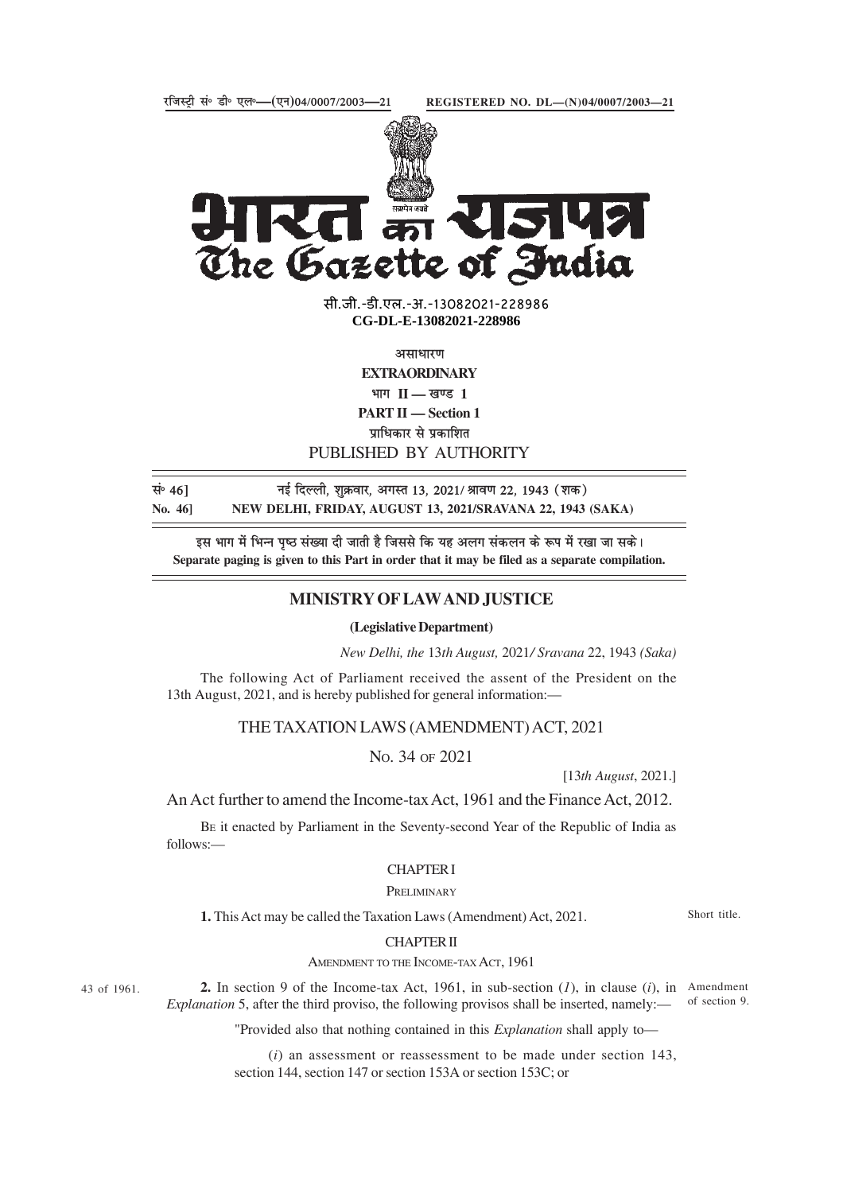रजिस्ट्री सं॰ डी॰ एल॰—(एन)04/0007/2003—21 **REGISTERED NO. DL—(N)04/0007/2003—21**

सी.जी.-डी.एल.-अ.-13082021-228986
**CG-DL-E-13082021-228986**

असाधारण
**EXTRAORDINARY**
भाग II — खण्ड 1
**PART II — Section 1**
प्राधिकार से प्रकाशित
PUBLISHED BY AUTHORITY

सं॰ 46] नई दिल्ली, शुक्रवार, अगस्त 13, 2021/ श्रावण 22, 1943 (शक)
**No. 46] NEW DELHI, FRIDAY, AUGUST 13, 2021/SRAVANA 22, 1943 (SAKA)**

इस भाग में भिन्न पृष्ठ संख्या दी जाती है जिससे कि यह अलग संकलन के रूप में रखा जा सके।
**Separate paging is given to this Part in order that it may be filed as a separate compilation.**

## MINISTRY OF LAW AND JUSTICE

**(Legislative Department)**

*New Delhi, the* 13*th August,* 2021*/ Sravana* 22, 1943 *(Saka)*

The following Act of Parliament received the assent of the President on the 13th August, 2021, and is hereby published for general information:—

# THE TAXATION LAWS (AMENDMENT) ACT, 2021

No. 34 of 2021

[13*th August*, 2021.]

An Act further to amend the Income-tax Act, 1961 and the Finance Act, 2012.

Be it enacted by Parliament in the Seventy-second Year of the Republic of India as follows:—

## CHAPTER I

Preliminary

Short title.

**1.** This Act may be called the Taxation Laws (Amendment) Act, 2021.

## CHAPTER II

Amendment to the Income-tax Act, 1961

43 of 1961.

Amendment of section 9.

**2.** In section 9 of the Income-tax Act, 1961, in sub-section (*1*), in clause (*i*), in *Explanation* 5, after the third proviso, the following provisos shall be inserted, namely:—

"Provided also that nothing contained in this *Explanation* shall apply to—

(*i*) an assessment or reassessment to be made under section 143, section 144, section 147 or section 153A or section 153C; or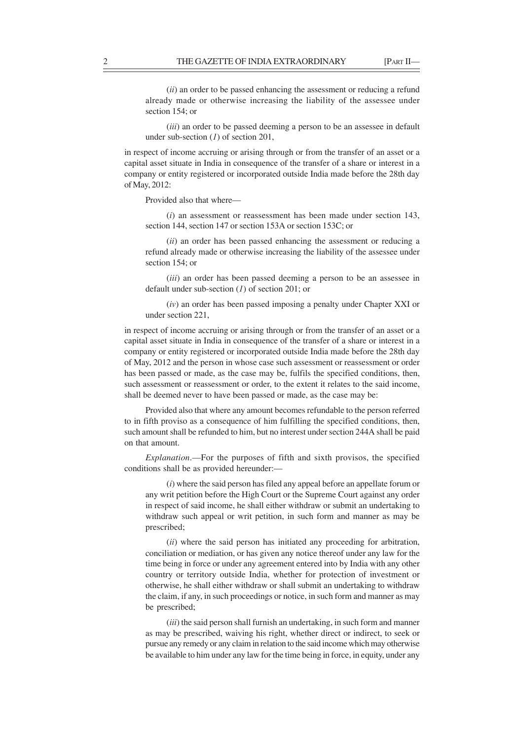(*ii*) an order to be passed enhancing the assessment or reducing a refund already made or otherwise increasing the liability of the assessee under section 154; or

(*iii*) an order to be passed deeming a person to be an assessee in default under sub-section (*1*) of section 201,

in respect of income accruing or arising through or from the transfer of an asset or a capital asset situate in India in consequence of the transfer of a share or interest in a company or entity registered or incorporated outside India made before the 28th day of May, 2012:

Provided also that where—

(*i*) an assessment or reassessment has been made under section 143, section 144, section 147 or section 153A or section 153C; or

(*ii*) an order has been passed enhancing the assessment or reducing a refund already made or otherwise increasing the liability of the assessee under section 154; or

(*iii*) an order has been passed deeming a person to be an assessee in default under sub-section (*1*) of section 201; or

(*iv*) an order has been passed imposing a penalty under Chapter XXI or under section 221,

in respect of income accruing or arising through or from the transfer of an asset or a capital asset situate in India in consequence of the transfer of a share or interest in a company or entity registered or incorporated outside India made before the 28th day of May, 2012 and the person in whose case such assessment or reassessment or order has been passed or made, as the case may be, fulfils the specified conditions, then, such assessment or reassessment or order, to the extent it relates to the said income, shall be deemed never to have been passed or made, as the case may be:

Provided also that where any amount becomes refundable to the person referred to in fifth proviso as a consequence of him fulfilling the specified conditions, then, such amount shall be refunded to him, but no interest under section 244A shall be paid on that amount.

*Explanation*.—For the purposes of fifth and sixth provisos, the specified conditions shall be as provided hereunder:—

(*i*) where the said person has filed any appeal before an appellate forum or any writ petition before the High Court or the Supreme Court against any order in respect of said income, he shall either withdraw or submit an undertaking to withdraw such appeal or writ petition, in such form and manner as may be prescribed;

(*ii*) where the said person has initiated any proceeding for arbitration, conciliation or mediation, or has given any notice thereof under any law for the time being in force or under any agreement entered into by India with any other country or territory outside India, whether for protection of investment or otherwise, he shall either withdraw or shall submit an undertaking to withdraw the claim, if any, in such proceedings or notice, in such form and manner as may be prescribed;

(*iii*) the said person shall furnish an undertaking, in such form and manner as may be prescribed, waiving his right, whether direct or indirect, to seek or pursue any remedy or any claim in relation to the said income which may otherwise be available to him under any law for the time being in force, in equity, under any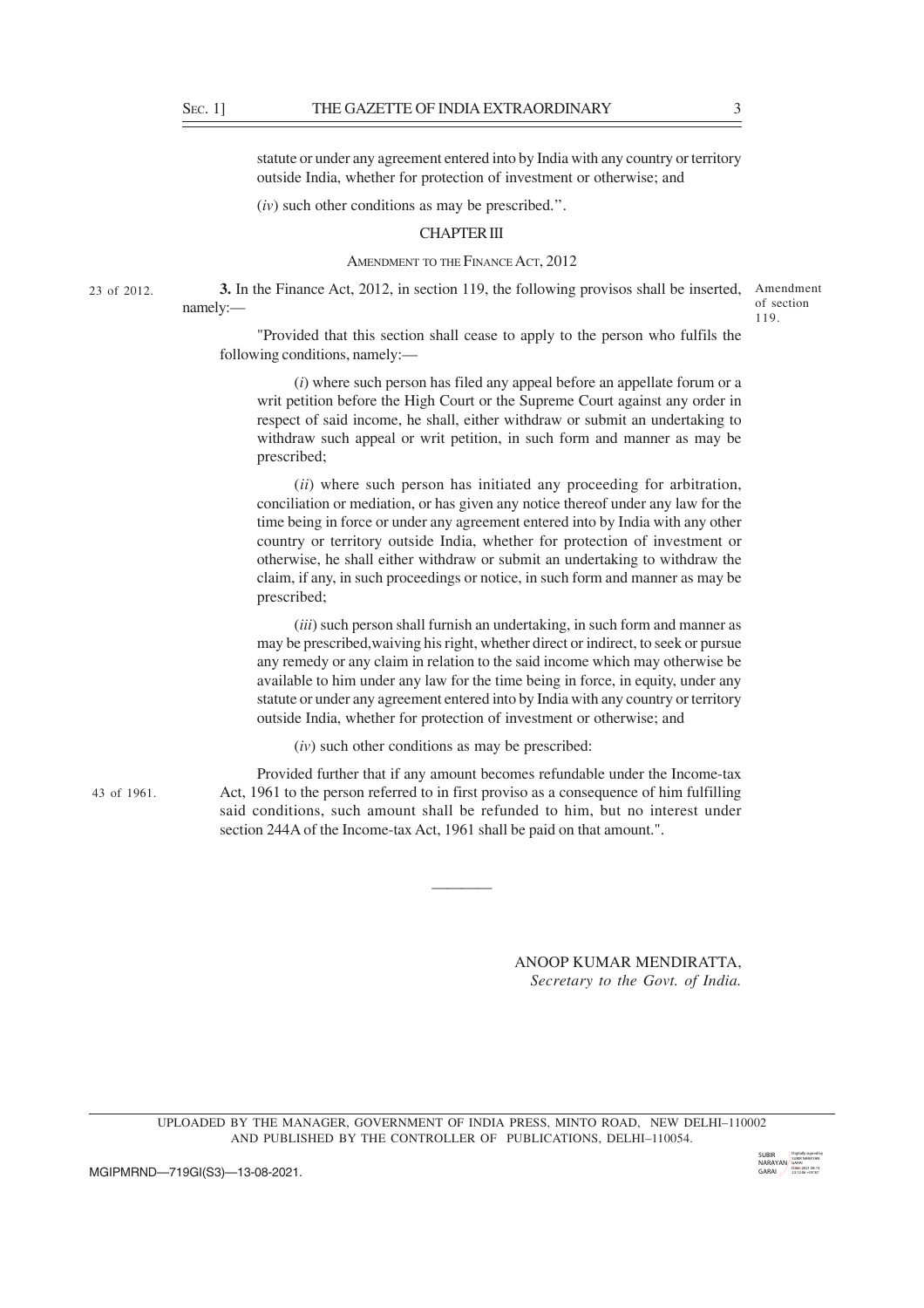statute or under any agreement entered into by India with any country or territory outside India, whether for protection of investment or otherwise; and

(*iv*) such other conditions as may be prescribed.".

## CHAPTER III

### AMENDMENT TO THE FINANCE ACT, 2012

23 of 2012.

**3.** In the Finance Act, 2012, in section 119, the following provisos shall be inserted, namely:—

Amendment of section 119.

"Provided that this section shall cease to apply to the person who fulfils the following conditions, namely:—

(*i*) where such person has filed any appeal before an appellate forum or a writ petition before the High Court or the Supreme Court against any order in respect of said income, he shall, either withdraw or submit an undertaking to withdraw such appeal or writ petition, in such form and manner as may be prescribed;

(*ii*) where such person has initiated any proceeding for arbitration, conciliation or mediation, or has given any notice thereof under any law for the time being in force or under any agreement entered into by India with any other country or territory outside India, whether for protection of investment or otherwise, he shall either withdraw or submit an undertaking to withdraw the claim, if any, in such proceedings or notice, in such form and manner as may be prescribed;

(*iii*) such person shall furnish an undertaking, in such form and manner as may be prescribed,waiving his right, whether direct or indirect, to seek or pursue any remedy or any claim in relation to the said income which may otherwise be available to him under any law for the time being in force, in equity, under any statute or under any agreement entered into by India with any country or territory outside India, whether for protection of investment or otherwise; and

(*iv*) such other conditions as may be prescribed:

43 of 1961.

Provided further that if any amount becomes refundable under the Income-tax Act, 1961 to the person referred to in first proviso as a consequence of him fulfilling said conditions, such amount shall be refunded to him, but no interest under section 244A of the Income-tax Act, 1961 shall be paid on that amount.".

————

ANOOP KUMAR MENDIRATTA,
*Secretary to the Govt. of India.*

UPLOADED BY THE MANAGER, GOVERNMENT OF INDIA PRESS, MINTO ROAD, NEW DELHI–110002
AND PUBLISHED BY THE CONTROLLER OF PUBLICATIONS, DELHI–110054.

MGIPMRND—719GI(S3)—13-08-2021.